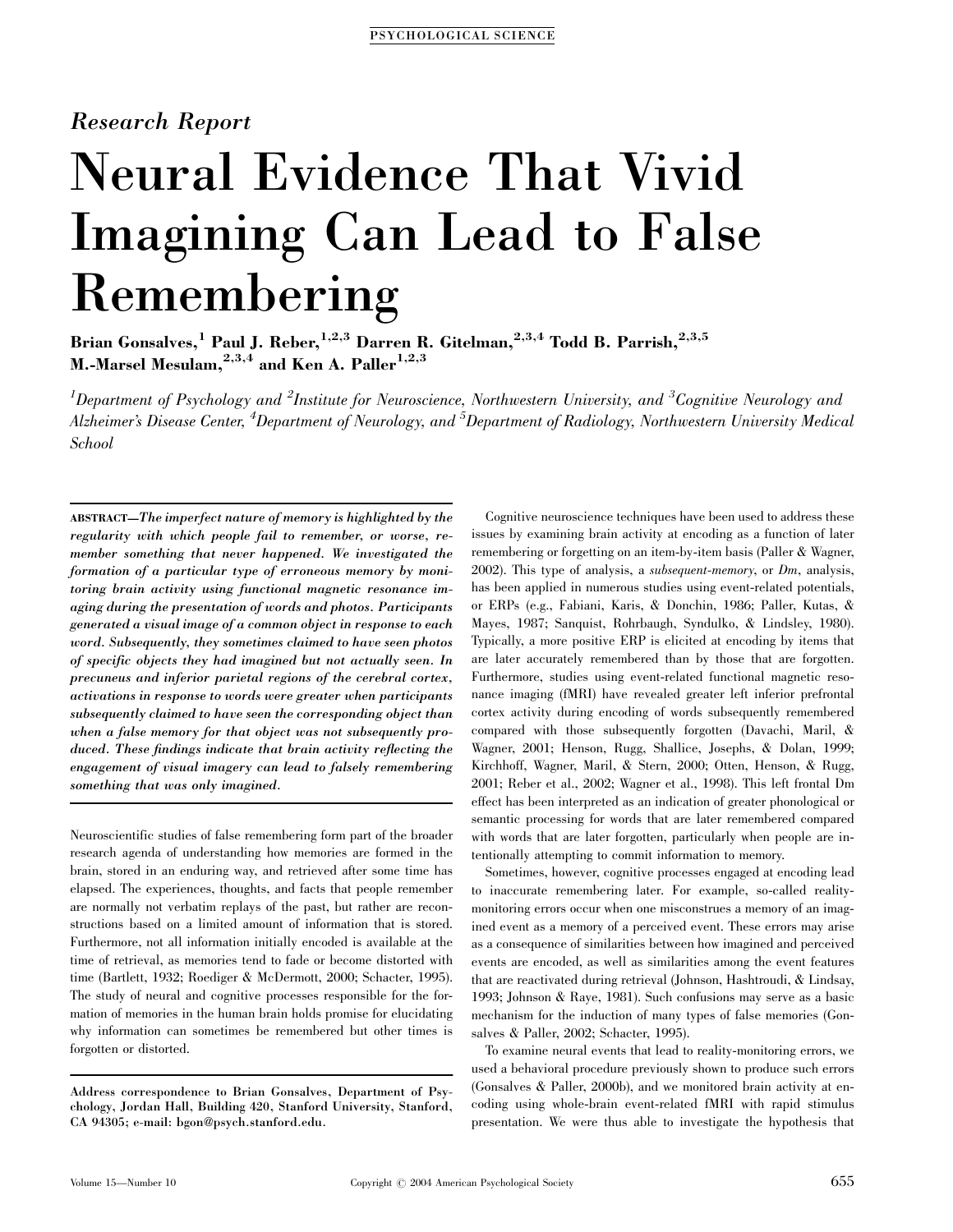*Research Report*

# Neural Evidence That Vivid Imagining Can Lead to False Remembering

**Brian Gonsalves,[1] Paul J. Reber,[1,2,3] Darren R. Gitelman,[2,3,4] Todd B. Parrish,[2,3,5] M.-Marsel Mesulam,[2,3,4] and Ken A. Paller[1,2,3]**

*[1]Department of Psychology and [2]Institute for Neuroscience, Northwestern University, and [3]Cognitive Neurology and Alzheimer's Disease Center, [4]Department of Neurology, and [5]Department of Radiology, Northwestern University Medical School*

ABSTRACT—*The imperfect nature of memory is highlighted by the regularity with which people fail to remember, or worse, remember something that never happened. We investigated the formation of a particular type of erroneous memory by monitoring brain activity using functional magnetic resonance imaging during the presentation of words and photos. Participants generated a visual image of a common object in response to each word. Subsequently, they sometimes claimed to have seen photos of specific objects they had imagined but not actually seen. In precuneus and inferior parietal regions of the cerebral cortex, activations in response to words were greater when participants subsequently claimed to have seen the corresponding object than when a false memory for that object was not subsequently produced. These findings indicate that brain activity reflecting the engagement of visual imagery can lead to falsely remembering something that was only imagined.*

Neuroscientific studies of false remembering form part of the broader research agenda of understanding how memories are formed in the brain, stored in an enduring way, and retrieved after some time has elapsed. The experiences, thoughts, and facts that people remember are normally not verbatim replays of the past, but rather are reconstructions based on a limited amount of information that is stored. Furthermore, not all information initially encoded is available at the time of retrieval, as memories tend to fade or become distorted with time (Bartlett, 1932; Roediger & McDermott, 2000; Schacter, 1995). The study of neural and cognitive processes responsible for the formation of memories in the human brain holds promise for elucidating why information can sometimes be remembered but other times is forgotten or distorted.

**Address correspondence to Brian Gonsalves, Department of Psychology, Jordan Hall, Building 420, Stanford University, Stanford, CA 94305; e-mail: bgon@psych.stanford.edu.**

Cognitive neuroscience techniques have been used to address these issues by examining brain activity at encoding as a function of later remembering or forgetting on an item-by-item basis (Paller & Wagner, 2002). This type of analysis, a *subsequent-memory*, or *Dm*, analysis, has been applied in numerous studies using event-related potentials, or ERPs (e.g., Fabiani, Karis, & Donchin, 1986; Paller, Kutas, & Mayes, 1987; Sanquist, Rohrbaugh, Syndulko, & Lindsley, 1980). Typically, a more positive ERP is elicited at encoding by items that are later accurately remembered than by those that are forgotten. Furthermore, studies using event-related functional magnetic resonance imaging (fMRI) have revealed greater left inferior prefrontal cortex activity during encoding of words subsequently remembered compared with those subsequently forgotten (Davachi, Maril, & Wagner, 2001; Henson, Rugg, Shallice, Josephs, & Dolan, 1999; Kirchhoff, Wagner, Maril, & Stern, 2000; Otten, Henson, & Rugg, 2001; Reber et al., 2002; Wagner et al., 1998). This left frontal Dm effect has been interpreted as an indication of greater phonological or semantic processing for words that are later remembered compared with words that are later forgotten, particularly when people are intentionally attempting to commit information to memory.

Sometimes, however, cognitive processes engaged at encoding lead to inaccurate remembering later. For example, so-called reality-monitoring errors occur when one misconstrues a memory of an imagined event as a memory of a perceived event. These errors may arise as a consequence of similarities between how imagined and perceived events are encoded, as well as similarities among the event features that are reactivated during retrieval (Johnson, Hashtroudi, & Lindsay, 1993; Johnson & Raye, 1981). Such confusions may serve as a basic mechanism for the induction of many types of false memories (Gonsalves & Paller, 2002; Schacter, 1995).

To examine neural events that lead to reality-monitoring errors, we used a behavioral procedure previously shown to produce such errors (Gonsalves & Paller, 2000b), and we monitored brain activity at encoding using whole-brain event-related fMRI with rapid stimulus presentation. We were thus able to investigate the hypothesis that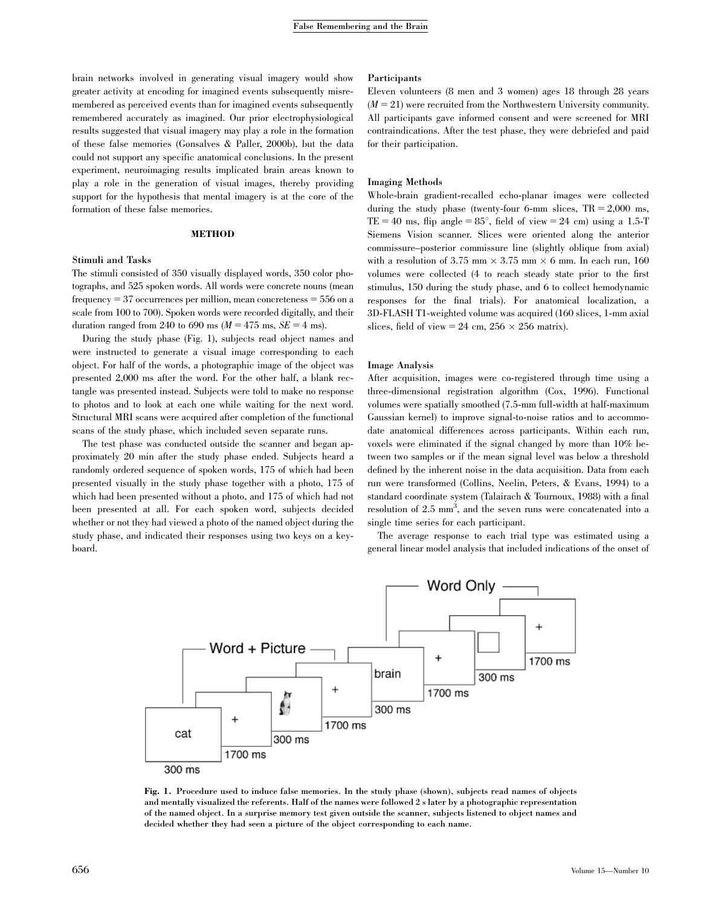brain networks involved in generating visual imagery would show greater activity at encoding for imagined events subsequently misremembered as perceived events than for imagined events subsequently remembered accurately as imagined. Our prior electrophysiological results suggested that visual imagery may play a role in the formation of these false memories (Gonsalves & Paller, 2000b), but the data could not support any specific anatomical conclusions. In the present experiment, neuroimaging results implicated brain areas known to play a role in the generation of visual images, thereby providing support for the hypothesis that mental imagery is at the core of the formation of these false memories.

## METHOD

### Stimuli and Tasks

The stimuli consisted of 350 visually displayed words, 350 color photographs, and 525 spoken words. All words were concrete nouns (mean frequency = 37 occurrences per million, mean concreteness = 556 on a scale from 100 to 700). Spoken words were recorded digitally, and their duration ranged from 240 to 690 ms ($M = 475$ ms, $SE = 4$ ms).

During the study phase (Fig. 1), subjects read object names and were instructed to generate a visual image corresponding to each object. For half of the words, a photographic image of the object was presented 2,000 ms after the word. For the other half, a blank rectangle was presented instead. Subjects were told to make no response to photos and to look at each one while waiting for the next word. Structural MRI scans were acquired after completion of the functional scans of the study phase, which included seven separate runs.

The test phase was conducted outside the scanner and began approximately 20 min after the study phase ended. Subjects heard a randomly ordered sequence of spoken words, 175 of which had been presented visually in the study phase together with a photo, 175 of which had been presented without a photo, and 175 of which had not been presented at all. For each spoken word, subjects decided whether or not they had viewed a photo of the named object during the study phase, and indicated their responses using two keys on a keyboard.

### Participants

Eleven volunteers (8 men and 3 women) ages 18 through 28 years ($M = 21$) were recruited from the Northwestern University community. All participants gave informed consent and were screened for MRI contraindications. After the test phase, they were debriefed and paid for their participation.

### Imaging Methods

Whole-brain gradient-recalled echo-planar images were collected during the study phase (twenty-four 6-mm slices, TR = 2,000 ms, TE = 40 ms, flip angle = 85°, field of view = 24 cm) using a 1.5-T Siemens Vision scanner. Slices were oriented along the anterior commissure–posterior commissure line (slightly oblique from axial) with a resolution of 3.75 mm × 3.75 mm × 6 mm. In each run, 160 volumes were collected (4 to reach steady state prior to the first stimulus, 150 during the study phase, and 6 to collect hemodynamic responses for the final trials). For anatomical localization, a 3D-FLASH T1-weighted volume was acquired (160 slices, 1-mm axial slices, field of view = 24 cm, 256 × 256 matrix).

### Image Analysis

After acquisition, images were co-registered through time using a three-dimensional registration algorithm (Cox, 1996). Functional volumes were spatially smoothed (7.5-mm full-width at half-maximum Gaussian kernel) to improve signal-to-noise ratios and to accommodate anatomical differences across participants. Within each run, voxels were eliminated if the signal changed by more than 10% between two samples or if the mean signal level was below a threshold defined by the inherent noise in the data acquisition. Data from each run were transformed (Collins, Neelin, Peters, & Evans, 1994) to a standard coordinate system (Talairach & Tournoux, 1988) with a final resolution of 2.5 mm$^3$, and the seven runs were concatenated into a single time series for each participant.

The average response to each trial type was estimated using a general linear model analysis that included indications of the onset of

**Fig. 1.** Procedure used to induce false memories. In the study phase (shown), subjects read names of objects and mentally visualized the referents. Half of the names were followed 2 s later by a photographic representation of the named object. In a surprise memory test given outside the scanner, subjects listened to object names and decided whether they had seen a picture of the object corresponding to each name.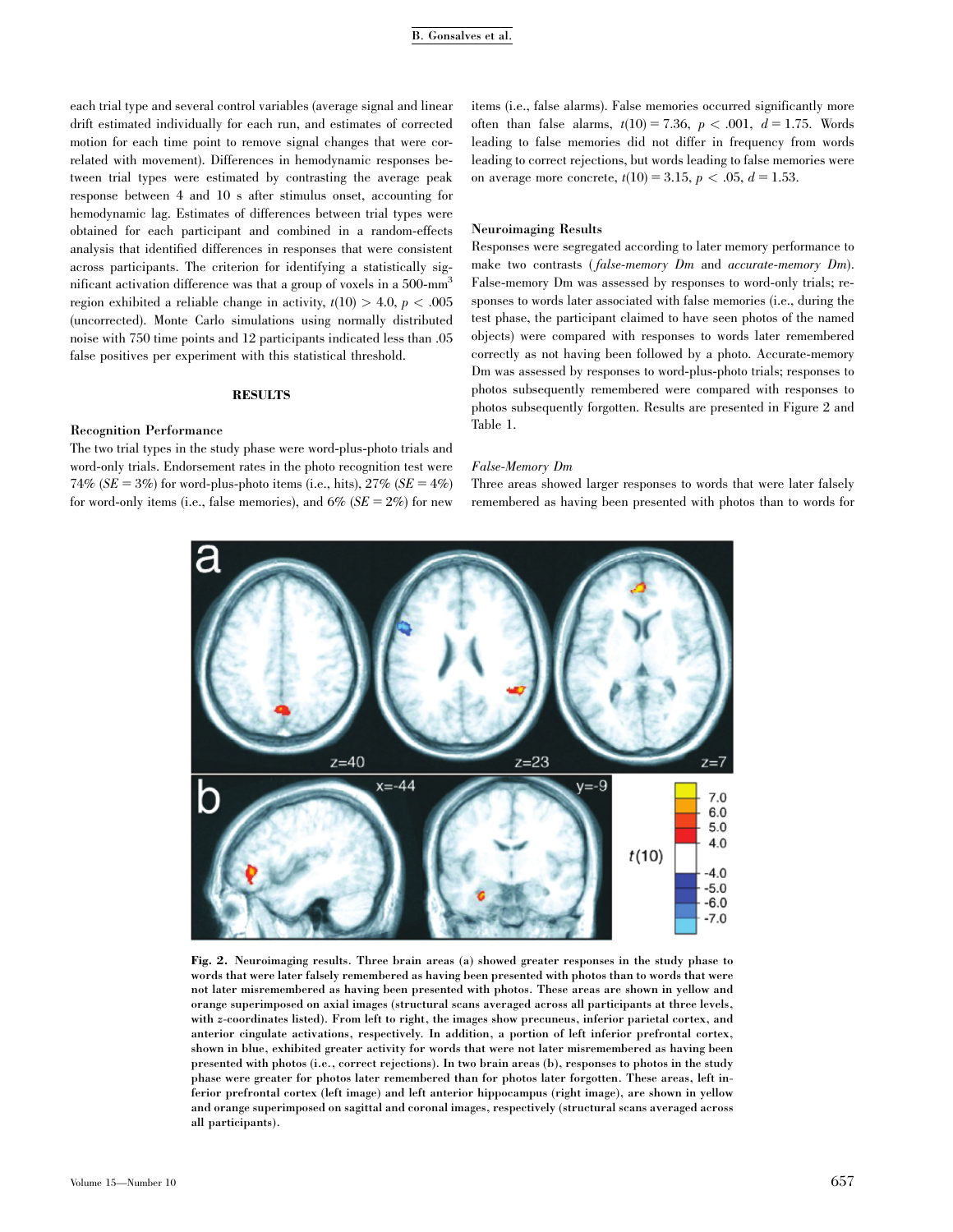each trial type and several control variables (average signal and linear drift estimated individually for each run, and estimates of corrected motion for each time point to remove signal changes that were correlated with movement). Differences in hemodynamic responses between trial types were estimated by contrasting the average peak response between 4 and 10 s after stimulus onset, accounting for hemodynamic lag. Estimates of differences between trial types were obtained for each participant and combined in a random-effects analysis that identified differences in responses that were consistent across participants. The criterion for identifying a statistically significant activation difference was that a group of voxels in a 500-mm$^3$ region exhibited a reliable change in activity, $t(10) > 4.0$, $p < .005$ (uncorrected). Monte Carlo simulations using normally distributed noise with 750 time points and 12 participants indicated less than .05 false positives per experiment with this statistical threshold.

## RESULTS

### Recognition Performance

The two trial types in the study phase were word-plus-photo trials and word-only trials. Endorsement rates in the photo recognition test were 74% ($SE = 3\%$) for word-plus-photo items (i.e., hits), 27% ($SE = 4\%$) for word-only items (i.e., false memories), and 6% ($SE = 2\%$) for new items (i.e., false alarms). False memories occurred significantly more often than false alarms, $t(10) = 7.36$, $p < .001$, $d = 1.75$. Words leading to false memories did not differ in frequency from words leading to correct rejections, but words leading to false memories were on average more concrete, $t(10) = 3.15$, $p < .05$, $d = 1.53$.

### Neuroimaging Results

Responses were segregated according to later memory performance to make two contrasts (*false-memory Dm* and *accurate-memory Dm*). False-memory Dm was assessed by responses to word-only trials; responses to words later associated with false memories (i.e., during the test phase, the participant claimed to have seen photos of the named objects) were compared with responses to words later remembered correctly as not having been followed by a photo. Accurate-memory Dm was assessed by responses to word-plus-photo trials; responses to photos subsequently remembered were compared with responses to photos subsequently forgotten. Results are presented in Figure 2 and Table 1.

#### *False-Memory Dm*

Three areas showed larger responses to words that were later falsely remembered as having been presented with photos than to words for

**Fig. 2.** Neuroimaging results. Three brain areas (a) showed greater responses in the study phase to words that were later falsely remembered as having been presented with photos than to words that were not later misremembered as having been presented with photos. These areas are shown in yellow and orange superimposed on axial images (structural scans averaged across all participants at three levels, with *z*-coordinates listed). From left to right, the images show precuneus, inferior parietal cortex, and anterior cingulate activations, respectively. In addition, a portion of left inferior prefrontal cortex, shown in blue, exhibited greater activity for words that were not later misremembered as having been presented with photos (i.e., correct rejections). In two brain areas (b), responses to photos in the study phase were greater for photos later remembered than for photos later forgotten. These areas, left inferior prefrontal cortex (left image) and left anterior hippocampus (right image), are shown in yellow and orange superimposed on sagittal and coronal images, respectively (structural scans averaged across all participants).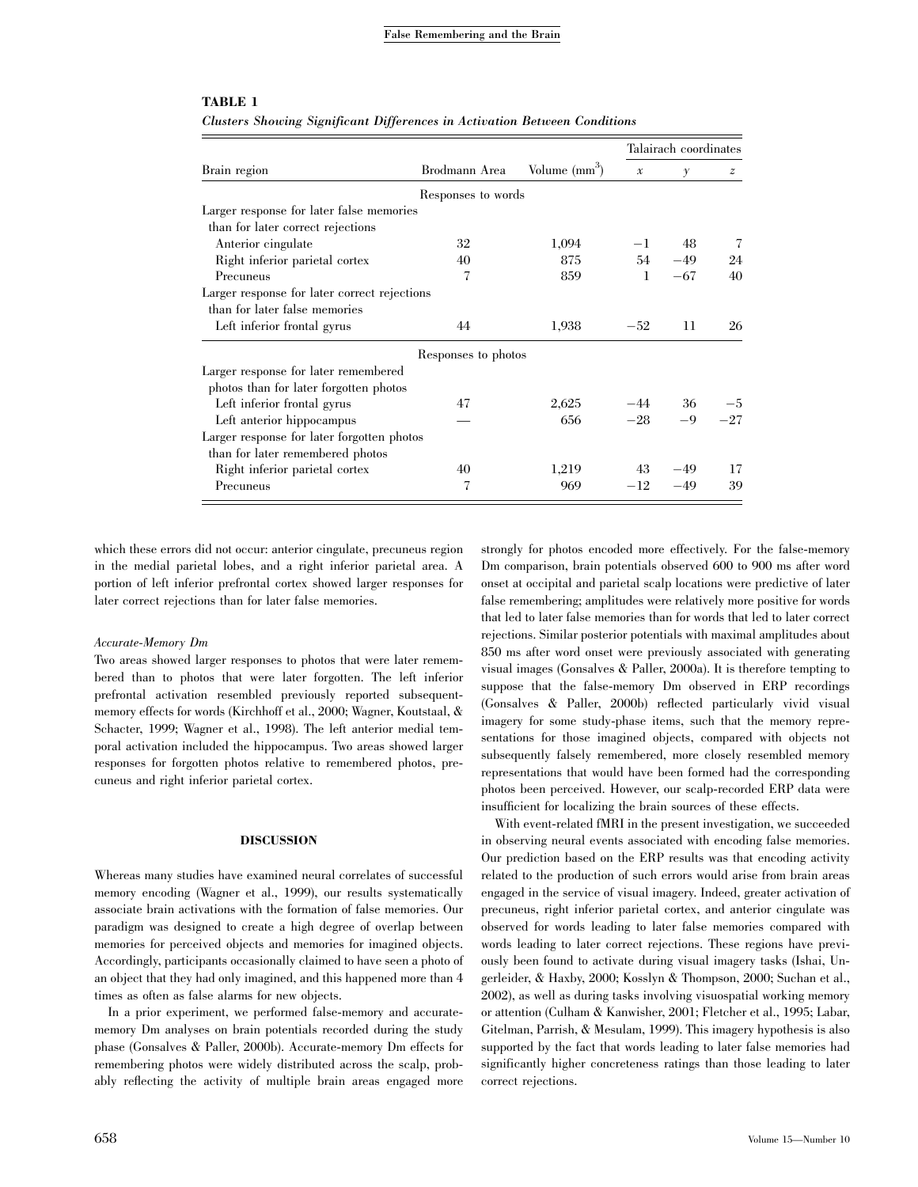**TABLE 1**

***Clusters Showing Significant Differences in Activation Between Conditions***

| Brain region | Brodmann Area | Volume (mm$^3$) | Talairach coordinates *x* | *y* | *z* |
|---|---|---|---|---|---|
| | Responses to words | | | | |
| Larger response for later false memories than for later correct rejections | | | | | |
| Anterior cingulate | 32 | 1,094 | −1 | 48 | 7 |
| Right inferior parietal cortex | 40 | 875 | 54 | −49 | 24 |
| Precuneus | 7 | 859 | 1 | −67 | 40 |
| Larger response for later correct rejections than for later false memories | | | | | |
| Left inferior frontal gyrus | 44 | 1,938 | −52 | 11 | 26 |
| | Responses to photos | | | | |
| Larger response for later remembered photos than for later forgotten photos | | | | | |
| Left inferior frontal gyrus | 47 | 2,625 | −44 | 36 | −5 |
| Left anterior hippocampus | — | 656 | −28 | −9 | −27 |
| Larger response for later forgotten photos than for later remembered photos | | | | | |
| Right inferior parietal cortex | 40 | 1,219 | 43 | −49 | 17 |
| Precuneus | 7 | 969 | −12 | −49 | 39 |

which these errors did not occur: anterior cingulate, precuneus region in the medial parietal lobes, and a right inferior parietal area. A portion of left inferior prefrontal cortex showed larger responses for later correct rejections than for later false memories.

*Accurate-Memory Dm*

Two areas showed larger responses to photos that were later remembered than to photos that were later forgotten. The left inferior prefrontal activation resembled previously reported subsequent-memory effects for words (Kirchhoff et al., 2000; Wagner, Koutstaal, & Schacter, 1999; Wagner et al., 1998). The left anterior medial temporal activation included the hippocampus. Two areas showed larger responses for forgotten photos relative to remembered photos, precuneus and right inferior parietal cortex.

## DISCUSSION

Whereas many studies have examined neural correlates of successful memory encoding (Wagner et al., 1999), our results systematically associate brain activations with the formation of false memories. Our paradigm was designed to create a high degree of overlap between memories for perceived objects and memories for imagined objects. Accordingly, participants occasionally claimed to have seen a photo of an object that they had only imagined, and this happened more than 4 times as often as false alarms for new objects.

In a prior experiment, we performed false-memory and accurate-memory Dm analyses on brain potentials recorded during the study phase (Gonsalves & Paller, 2000b). Accurate-memory Dm effects for remembering photos were widely distributed across the scalp, probably reflecting the activity of multiple brain areas engaged more strongly for photos encoded more effectively. For the false-memory Dm comparison, brain potentials observed 600 to 900 ms after word onset at occipital and parietal scalp locations were predictive of later false remembering; amplitudes were relatively more positive for words that led to later false memories than for words that led to later correct rejections. Similar posterior potentials with maximal amplitudes about 850 ms after word onset were previously associated with generating visual images (Gonsalves & Paller, 2000a). It is therefore tempting to suppose that the false-memory Dm observed in ERP recordings (Gonsalves & Paller, 2000b) reflected particularly vivid visual imagery for some study-phase items, such that the memory representations for those imagined objects, compared with objects not subsequently falsely remembered, more closely resembled memory representations that would have been formed had the corresponding photos been perceived. However, our scalp-recorded ERP data were insufficient for localizing the brain sources of these effects.

With event-related fMRI in the present investigation, we succeeded in observing neural events associated with encoding false memories. Our prediction based on the ERP results was that encoding activity related to the production of such errors would arise from brain areas engaged in the service of visual imagery. Indeed, greater activation of precuneus, right inferior parietal cortex, and anterior cingulate was observed for words leading to later false memories compared with words leading to later correct rejections. These regions have previously been found to activate during visual imagery tasks (Ishai, Ungerleider, & Haxby, 2000; Kosslyn & Thompson, 2000; Suchan et al., 2002), as well as during tasks involving visuospatial working memory or attention (Culham & Kanwisher, 2001; Fletcher et al., 1995; Labar, Gitelman, Parrish, & Mesulam, 1999). This imagery hypothesis is also supported by the fact that words leading to later false memories had significantly higher concreteness ratings than those leading to later correct rejections.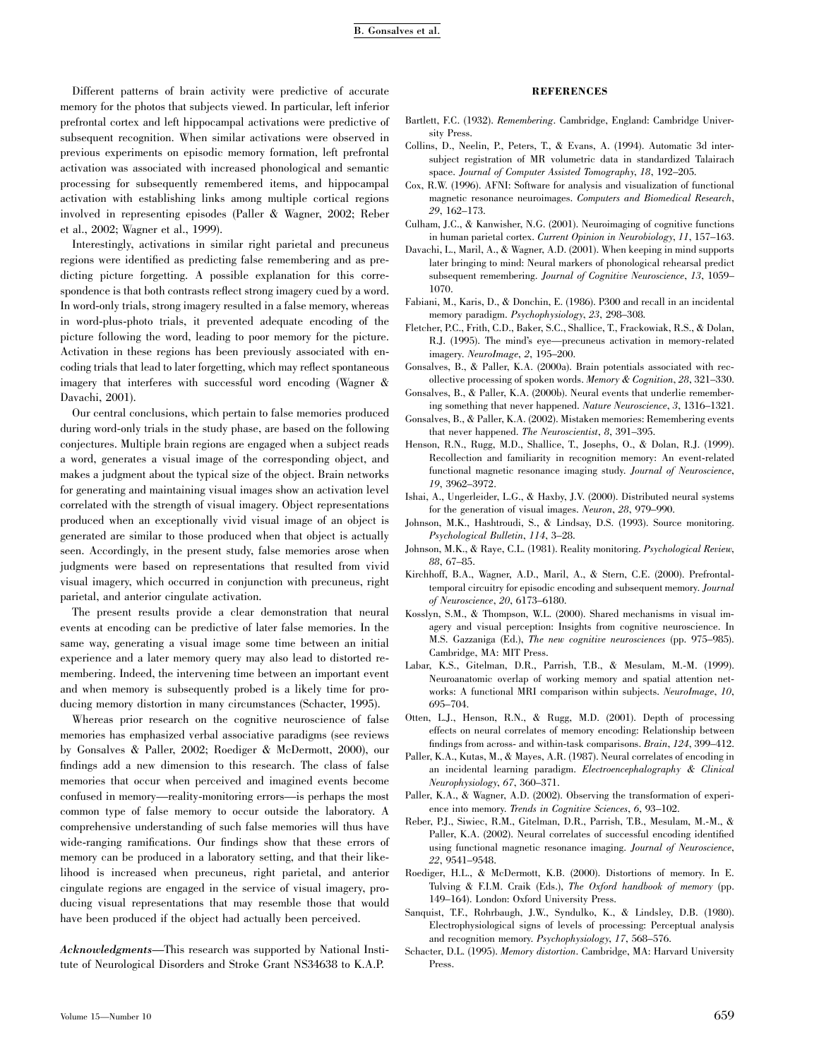Different patterns of brain activity were predictive of accurate memory for the photos that subjects viewed. In particular, left inferior prefrontal cortex and left hippocampal activations were predictive of subsequent recognition. When similar activations were observed in previous experiments on episodic memory formation, left prefrontal activation was associated with increased phonological and semantic processing for subsequently remembered items, and hippocampal activation with establishing links among multiple cortical regions involved in representing episodes (Paller & Wagner, 2002; Reber et al., 2002; Wagner et al., 1999).

Interestingly, activations in similar right parietal and precuneus regions were identified as predicting false remembering and as predicting picture forgetting. A possible explanation for this correspondence is that both contrasts reflect strong imagery cued by a word. In word-only trials, strong imagery resulted in a false memory, whereas in word-plus-photo trials, it prevented adequate encoding of the picture following the word, leading to poor memory for the picture. Activation in these regions has been previously associated with encoding trials that lead to later forgetting, which may reflect spontaneous imagery that interferes with successful word encoding (Wagner & Davachi, 2001).

Our central conclusions, which pertain to false memories produced during word-only trials in the study phase, are based on the following conjectures. Multiple brain regions are engaged when a subject reads a word, generates a visual image of the corresponding object, and makes a judgment about the typical size of the object. Brain networks for generating and maintaining visual images show an activation level correlated with the strength of visual imagery. Object representations produced when an exceptionally vivid visual image of an object is generated are similar to those produced when that object is actually seen. Accordingly, in the present study, false memories arose when judgments were based on representations that resulted from vivid visual imagery, which occurred in conjunction with precuneus, right parietal, and anterior cingulate activation.

The present results provide a clear demonstration that neural events at encoding can be predictive of later false memories. In the same way, generating a visual image some time between an initial experience and a later memory query may also lead to distorted remembering. Indeed, the intervening time between an important event and when memory is subsequently probed is a likely time for producing memory distortion in many circumstances (Schacter, 1995).

Whereas prior research on the cognitive neuroscience of false memories has emphasized verbal associative paradigms (see reviews by Gonsalves & Paller, 2002; Roediger & McDermott, 2000), our findings add a new dimension to this research. The class of false memories that occur when perceived and imagined events become confused in memory—reality-monitoring errors—is perhaps the most common type of false memory to occur outside the laboratory. A comprehensive understanding of such false memories will thus have wide-ranging ramifications. Our findings show that these errors of memory can be produced in a laboratory setting, and that their likelihood is increased when precuneus, right parietal, and anterior cingulate regions are engaged in the service of visual imagery, producing visual representations that may resemble those that would have been produced if the object had actually been perceived.

***Acknowledgments***—This research was supported by National Institute of Neurological Disorders and Stroke Grant NS34638 to K.A.P.

## REFERENCES

Bartlett, F.C. (1932). *Remembering*. Cambridge, England: Cambridge University Press.

Collins, D., Neelin, P., Peters, T., & Evans, A. (1994). Automatic 3d intersubject registration of MR volumetric data in standardized Talairach space. *Journal of Computer Assisted Tomography*, *18*, 192–205.

Cox, R.W. (1996). AFNI: Software for analysis and visualization of functional magnetic resonance neuroimages. *Computers and Biomedical Research*, *29*, 162–173.

Culham, J.C., & Kanwisher, N.G. (2001). Neuroimaging of cognitive functions in human parietal cortex. *Current Opinion in Neurobiology*, *11*, 157–163.

Davachi, L., Maril, A., & Wagner, A.D. (2001). When keeping in mind supports later bringing to mind: Neural markers of phonological rehearsal predict subsequent remembering. *Journal of Cognitive Neuroscience*, *13*, 1059–1070.

Fabiani, M., Karis, D., & Donchin, E. (1986). P300 and recall in an incidental memory paradigm. *Psychophysiology*, *23*, 298–308.

Fletcher, P.C., Frith, C.D., Baker, S.C., Shallice, T., Frackowiak, R.S., & Dolan, R.J. (1995). The mind's eye—precuneus activation in memory-related imagery. *NeuroImage*, *2*, 195–200.

Gonsalves, B., & Paller, K.A. (2000a). Brain potentials associated with recollective processing of spoken words. *Memory & Cognition*, *28*, 321–330.

Gonsalves, B., & Paller, K.A. (2000b). Neural events that underlie remembering something that never happened. *Nature Neuroscience*, *3*, 1316–1321.

Gonsalves, B., & Paller, K.A. (2002). Mistaken memories: Remembering events that never happened. *The Neuroscientist*, *8*, 391–395.

Henson, R.N., Rugg, M.D., Shallice, T., Josephs, O., & Dolan, R.J. (1999). Recollection and familiarity in recognition memory: An event-related functional magnetic resonance imaging study. *Journal of Neuroscience*, *19*, 3962–3972.

Ishai, A., Ungerleider, L.G., & Haxby, J.V. (2000). Distributed neural systems for the generation of visual images. *Neuron*, *28*, 979–990.

Johnson, M.K., Hashtroudi, S., & Lindsay, D.S. (1993). Source monitoring. *Psychological Bulletin*, *114*, 3–28.

Johnson, M.K., & Raye, C.L. (1981). Reality monitoring. *Psychological Review*, *88*, 67–85.

Kirchhoff, B.A., Wagner, A.D., Maril, A., & Stern, C.E. (2000). Prefrontal-temporal circuitry for episodic encoding and subsequent memory. *Journal of Neuroscience*, *20*, 6173–6180.

Kosslyn, S.M., & Thompson, W.L. (2000). Shared mechanisms in visual imagery and visual perception: Insights from cognitive neuroscience. In M.S. Gazzaniga (Ed.), *The new cognitive neurosciences* (pp. 975–985). Cambridge, MA: MIT Press.

Labar, K.S., Gitelman, D.R., Parrish, T.B., & Mesulam, M.-M. (1999). Neuroanatomic overlap of working memory and spatial attention networks: A functional MRI comparison within subjects. *NeuroImage*, *10*, 695–704.

Otten, L.J., Henson, R.N., & Rugg, M.D. (2001). Depth of processing effects on neural correlates of memory encoding: Relationship between findings from across- and within-task comparisons. *Brain*, *124*, 399–412.

Paller, K.A., Kutas, M., & Mayes, A.R. (1987). Neural correlates of encoding in an incidental learning paradigm. *Electroencephalography & Clinical Neurophysiology*, *67*, 360–371.

Paller, K.A., & Wagner, A.D. (2002). Observing the transformation of experience into memory. *Trends in Cognitive Sciences*, *6*, 93–102.

Reber, P.J., Siwiec, R.M., Gitelman, D.R., Parrish, T.B., Mesulam, M.-M., & Paller, K.A. (2002). Neural correlates of successful encoding identified using functional magnetic resonance imaging. *Journal of Neuroscience*, *22*, 9541–9548.

Roediger, H.L., & McDermott, K.B. (2000). Distortions of memory. In E. Tulving & F.I.M. Craik (Eds.), *The Oxford handbook of memory* (pp. 149–164). London: Oxford University Press.

Sanquist, T.F., Rohrbaugh, J.W., Syndulko, K., & Lindsley, D.B. (1980). Electrophysiological signs of levels of processing: Perceptual analysis and recognition memory. *Psychophysiology*, *17*, 568–576.

Schacter, D.L. (1995). *Memory distortion*. Cambridge, MA: Harvard University Press.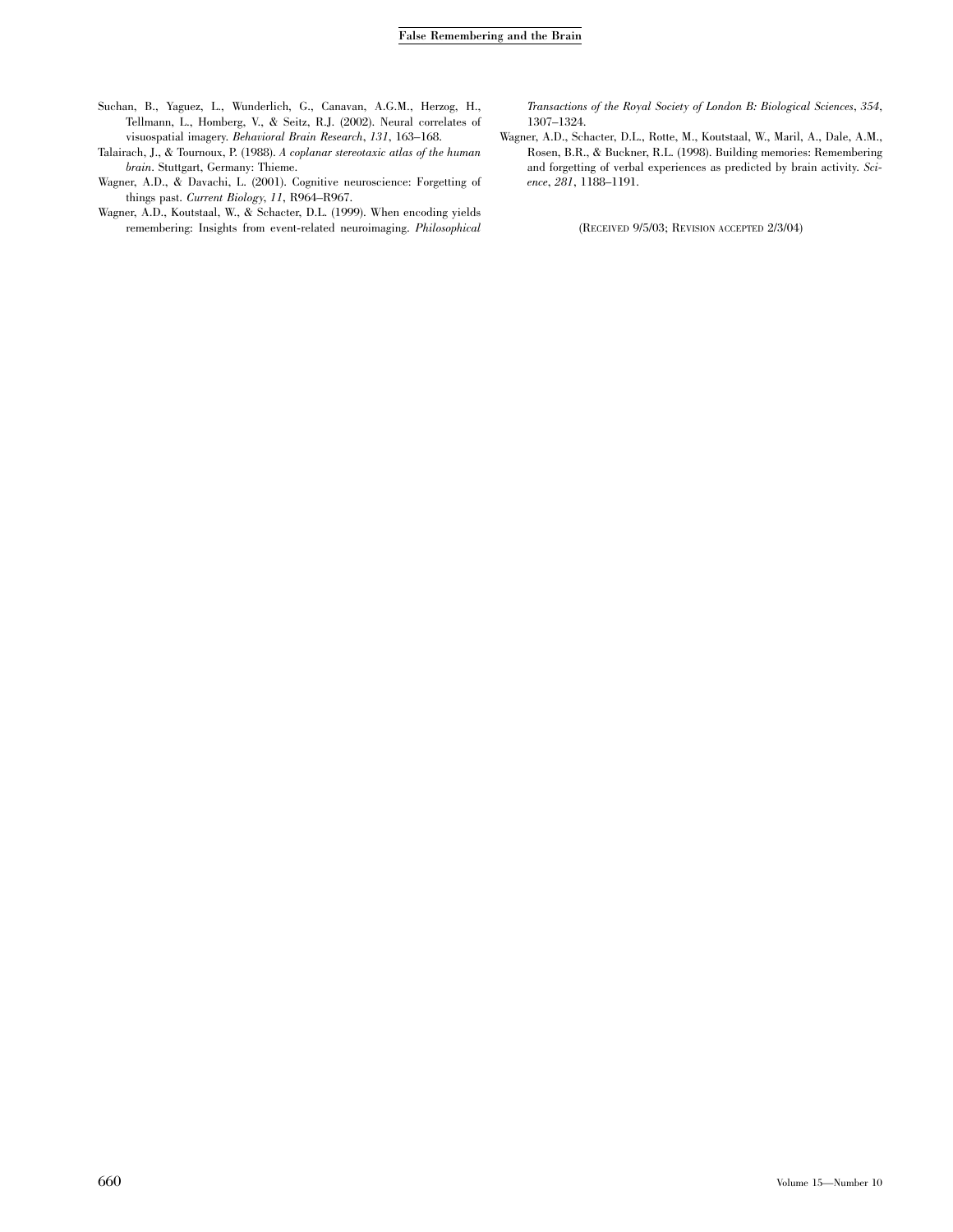Suchan, B., Yaguez, L., Wunderlich, G., Canavan, A.G.M., Herzog, H., Tellmann, L., Homberg, V., & Seitz, R.J. (2002). Neural correlates of visuospatial imagery. *Behavioral Brain Research*, *131*, 163–168.

Talairach, J., & Tournoux, P. (1988). *A coplanar stereotaxic atlas of the human brain*. Stuttgart, Germany: Thieme.

Wagner, A.D., & Davachi, L. (2001). Cognitive neuroscience: Forgetting of things past. *Current Biology*, *11*, R964–R967.

Wagner, A.D., Koutstaal, W., & Schacter, D.L. (1999). When encoding yields remembering: Insights from event-related neuroimaging. *Philosophical Transactions of the Royal Society of London B: Biological Sciences*, *354*, 1307–1324.

Wagner, A.D., Schacter, D.L., Rotte, M., Koutstaal, W., Maril, A., Dale, A.M., Rosen, B.R., & Buckner, R.L. (1998). Building memories: Remembering and forgetting of verbal experiences as predicted by brain activity. *Science*, *281*, 1188–1191.

(Received 9/5/03; Revision accepted 2/3/04)